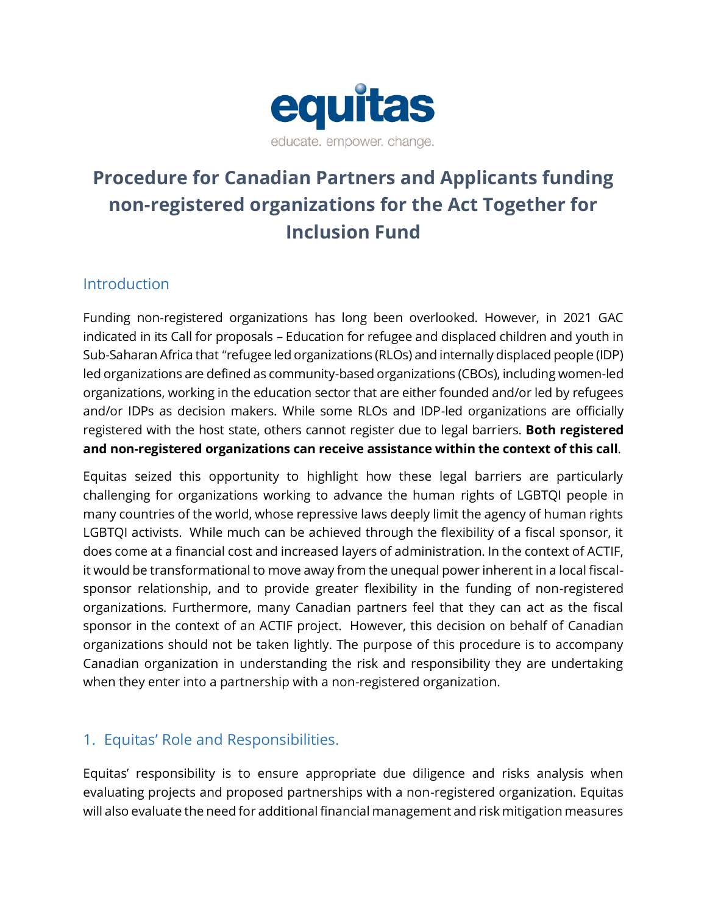equitas

educate. empower. change.

# Procedure for Canadian Partners and Applicants funding non-registered organizations for the Act Together for Inclusion Fund

## Introduction

Funding non-registered organizations has long been overlooked. However, in 2021 GAC indicated in its Call for proposals – Education for refugee and displaced children and youth in Sub-Saharan Africa that "refugee led organizations (RLOs) and internally displaced people (IDP) led organizations are defined as community-based organizations (CBOs), including women-led organizations, working in the education sector that are either founded and/or led by refugees and/or IDPs as decision makers. While some RLOs and IDP-led organizations are officially registered with the host state, others cannot register due to legal barriers. **Both registered and non-registered organizations can receive assistance within the context of this call**.

Equitas seized this opportunity to highlight how these legal barriers are particularly challenging for organizations working to advance the human rights of LGBTQI people in many countries of the world, whose repressive laws deeply limit the agency of human rights LGBTQI activists. While much can be achieved through the flexibility of a fiscal sponsor, it does come at a financial cost and increased layers of administration. In the context of ACTIF, it would be transformational to move away from the unequal power inherent in a local fiscal-sponsor relationship, and to provide greater flexibility in the funding of non-registered organizations. Furthermore, many Canadian partners feel that they can act as the fiscal sponsor in the context of an ACTIF project. However, this decision on behalf of Canadian organizations should not be taken lightly. The purpose of this procedure is to accompany Canadian organization in understanding the risk and responsibility they are undertaking when they enter into a partnership with a non-registered organization.

## 1. Equitas' Role and Responsibilities.

Equitas' responsibility is to ensure appropriate due diligence and risks analysis when evaluating projects and proposed partnerships with a non-registered organization. Equitas will also evaluate the need for additional financial management and risk mitigation measures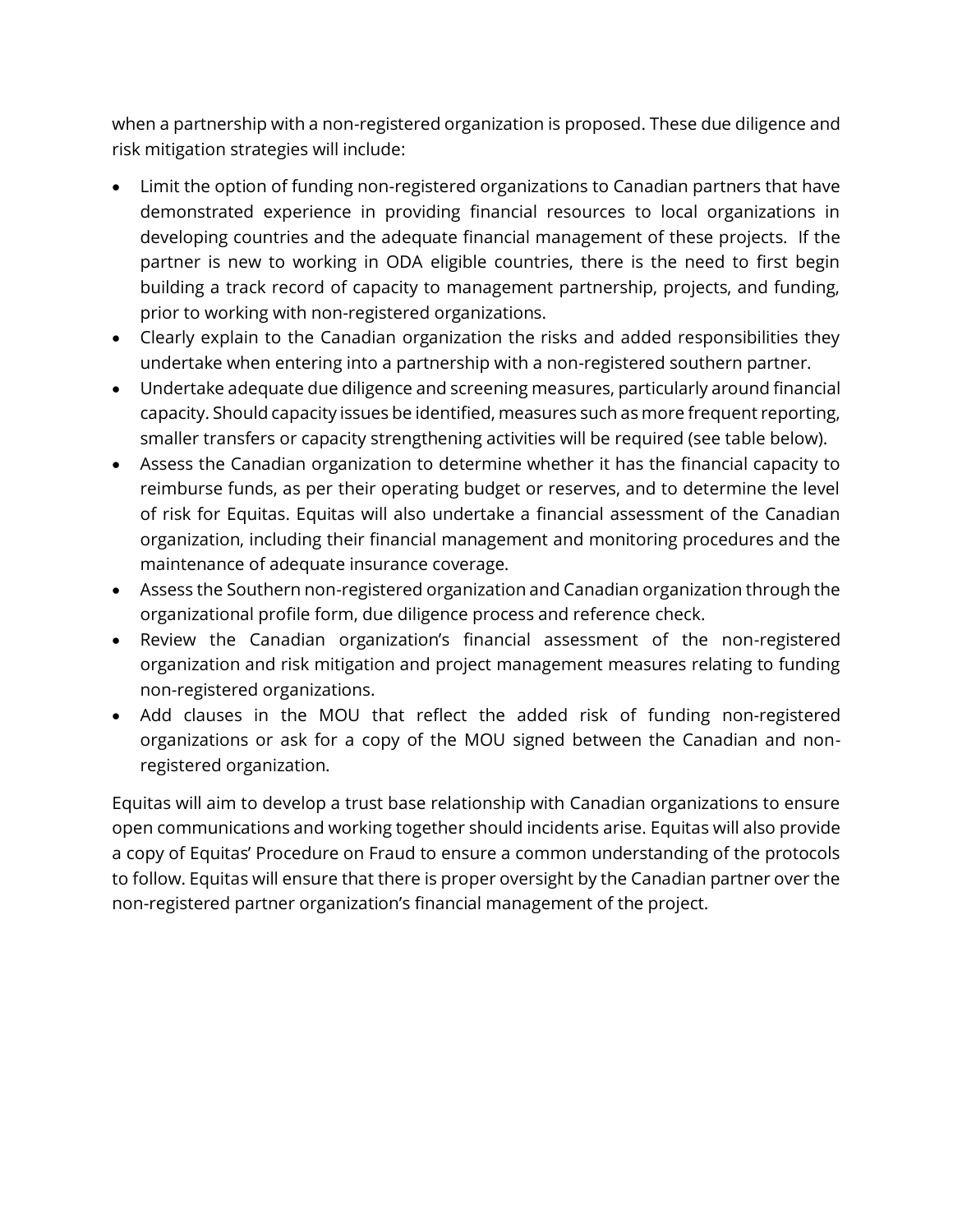when a partnership with a non-registered organization is proposed. These due diligence and risk mitigation strategies will include:

- Limit the option of funding non-registered organizations to Canadian partners that have demonstrated experience in providing financial resources to local organizations in developing countries and the adequate financial management of these projects. If the partner is new to working in ODA eligible countries, there is the need to first begin building a track record of capacity to management partnership, projects, and funding, prior to working with non-registered organizations.
- Clearly explain to the Canadian organization the risks and added responsibilities they undertake when entering into a partnership with a non-registered southern partner.
- Undertake adequate due diligence and screening measures, particularly around financial capacity. Should capacity issues be identified, measures such as more frequent reporting, smaller transfers or capacity strengthening activities will be required (see table below).
- Assess the Canadian organization to determine whether it has the financial capacity to reimburse funds, as per their operating budget or reserves, and to determine the level of risk for Equitas. Equitas will also undertake a financial assessment of the Canadian organization, including their financial management and monitoring procedures and the maintenance of adequate insurance coverage.
- Assess the Southern non-registered organization and Canadian organization through the organizational profile form, due diligence process and reference check.
- Review the Canadian organization's financial assessment of the non-registered organization and risk mitigation and project management measures relating to funding non-registered organizations.
- Add clauses in the MOU that reflect the added risk of funding non-registered organizations or ask for a copy of the MOU signed between the Canadian and non-registered organization.

Equitas will aim to develop a trust base relationship with Canadian organizations to ensure open communications and working together should incidents arise. Equitas will also provide a copy of Equitas' Procedure on Fraud to ensure a common understanding of the protocols to follow. Equitas will ensure that there is proper oversight by the Canadian partner over the non-registered partner organization's financial management of the project.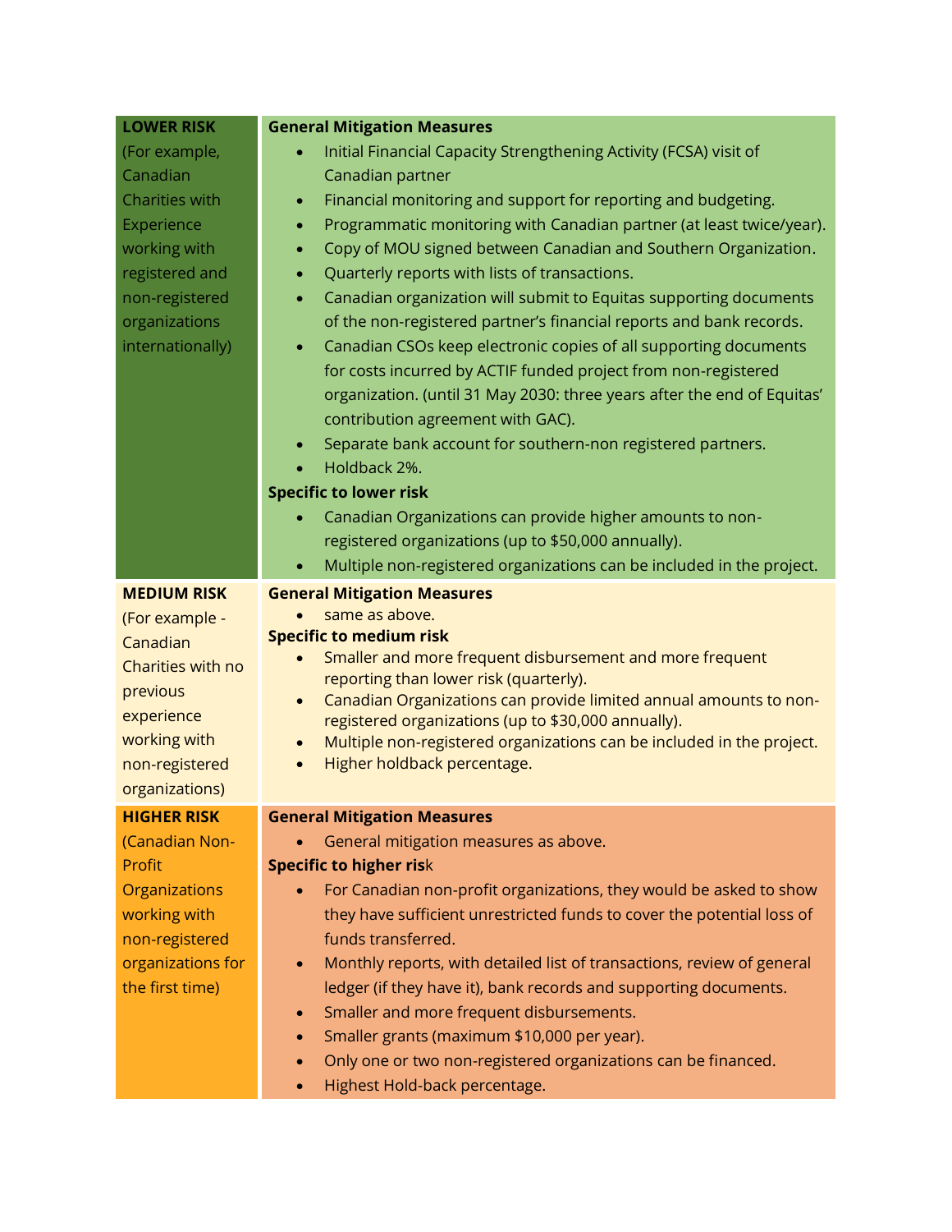| | |
|---|---|
| **LOWER RISK**<br>(For example, Canadian Charities with Experience working with registered and non-registered organizations internationally) | **General Mitigation Measures**<br>• Initial Financial Capacity Strengthening Activity (FCSA) visit of Canadian partner<br>• Financial monitoring and support for reporting and budgeting.<br>• Programmatic monitoring with Canadian partner (at least twice/year).<br>• Copy of MOU signed between Canadian and Southern Organization.<br>• Quarterly reports with lists of transactions.<br>• Canadian organization will submit to Equitas supporting documents of the non-registered partner's financial reports and bank records.<br>• Canadian CSOs keep electronic copies of all supporting documents for costs incurred by ACTIF funded project from non-registered organization. (until 31 May 2030: three years after the end of Equitas' contribution agreement with GAC).<br>• Separate bank account for southern-non registered partners.<br>• Holdback 2%.<br>**Specific to lower risk**<br>• Canadian Organizations can provide higher amounts to non-registered organizations (up to $50,000 annually).<br>• Multiple non-registered organizations can be included in the project. |
| **MEDIUM RISK**<br>(For example - Canadian Charities with no previous experience working with non-registered organizations) | **General Mitigation Measures**<br>• same as above.<br>**Specific to medium risk**<br>• Smaller and more frequent disbursement and more frequent reporting than lower risk (quarterly).<br>• Canadian Organizations can provide limited annual amounts to non-registered organizations (up to $30,000 annually).<br>• Multiple non-registered organizations can be included in the project.<br>• Higher holdback percentage. |
| **HIGHER RISK**<br>(Canadian Non-Profit Organizations working with non-registered organizations for the first time) | **General Mitigation Measures**<br>• General mitigation measures as above.<br>**Specific to higher risk**<br>• For Canadian non-profit organizations, they would be asked to show they have sufficient unrestricted funds to cover the potential loss of funds transferred.<br>• Monthly reports, with detailed list of transactions, review of general ledger (if they have it), bank records and supporting documents.<br>• Smaller and more frequent disbursements.<br>• Smaller grants (maximum $10,000 per year).<br>• Only one or two non-registered organizations can be financed.<br>• Highest Hold-back percentage. |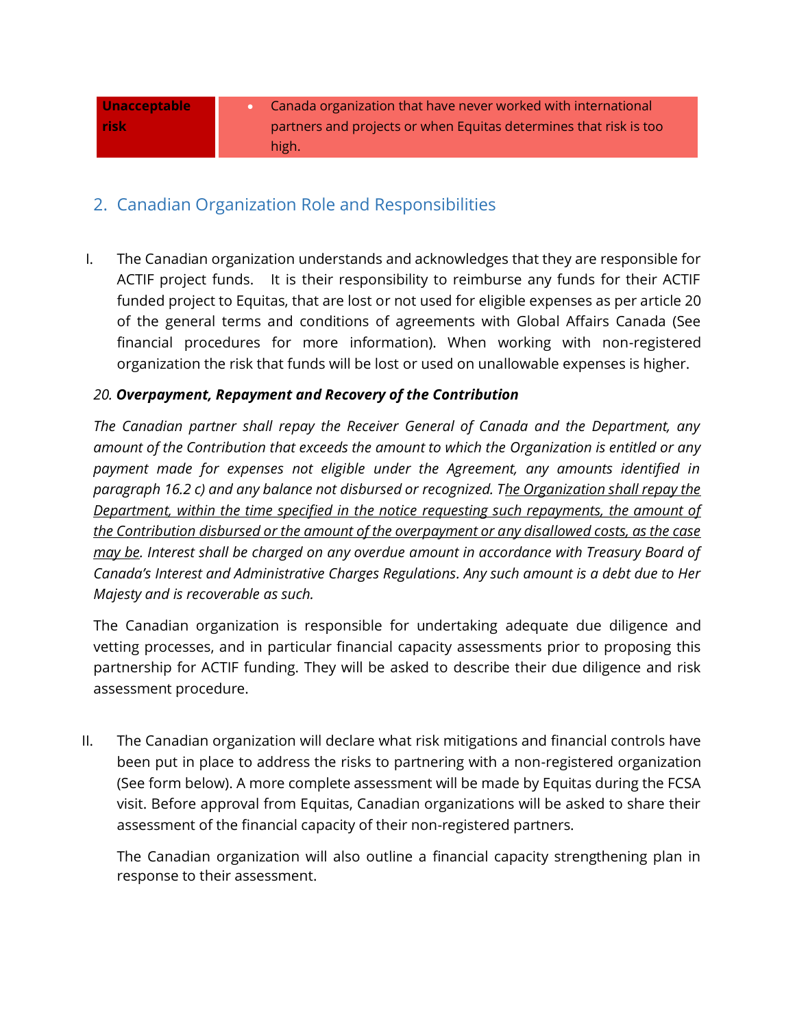| Unacceptable risk | • Canada organization that have never worked with international partners and projects or when Equitas determines that risk is too high. |
|---|---|

## 2. Canadian Organization Role and Responsibilities

I. The Canadian organization understands and acknowledges that they are responsible for ACTIF project funds. It is their responsibility to reimburse any funds for their ACTIF funded project to Equitas, that are lost or not used for eligible expenses as per article 20 of the general terms and conditions of agreements with Global Affairs Canada (See financial procedures for more information). When working with non-registered organization the risk that funds will be lost or used on unallowable expenses is higher.

*20.* ***Overpayment, Repayment and Recovery of the Contribution***

*The Canadian partner shall repay the Receiver General of Canada and the Department, any amount of the Contribution that exceeds the amount to which the Organization is entitled or any payment made for expenses not eligible under the Agreement, any amounts identified in paragraph 16.2 c) and any balance not disbursed or recognized. T<u>he Organization shall repay the Department, within the time specified in the notice requesting such repayments, the amount of the Contribution disbursed or the amount of the overpayment or any disallowed costs, as the case may be</u>. Interest shall be charged on any overdue amount in accordance with Treasury Board of Canada's Interest and Administrative Charges Regulations. Any such amount is a debt due to Her Majesty and is recoverable as such.*

The Canadian organization is responsible for undertaking adequate due diligence and vetting processes, and in particular financial capacity assessments prior to proposing this partnership for ACTIF funding. They will be asked to describe their due diligence and risk assessment procedure.

II. The Canadian organization will declare what risk mitigations and financial controls have been put in place to address the risks to partnering with a non-registered organization (See form below). A more complete assessment will be made by Equitas during the FCSA visit. Before approval from Equitas, Canadian organizations will be asked to share their assessment of the financial capacity of their non-registered partners.

The Canadian organization will also outline a financial capacity strengthening plan in response to their assessment.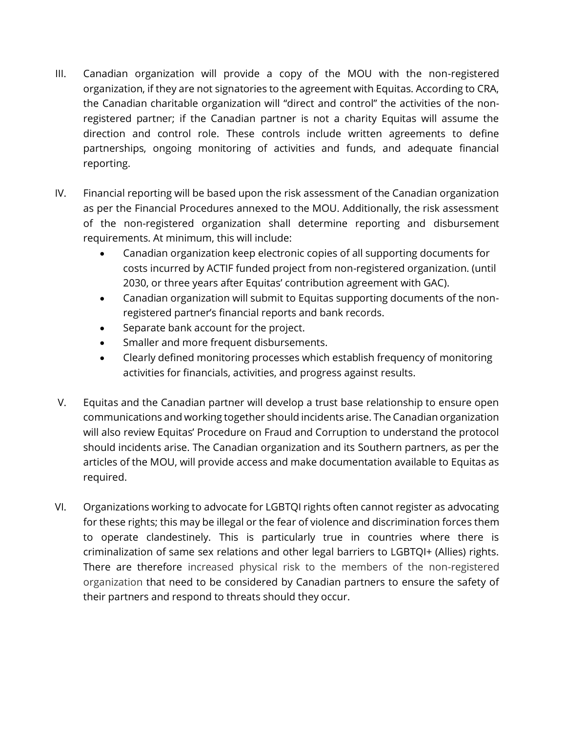III. Canadian organization will provide a copy of the MOU with the non-registered organization, if they are not signatories to the agreement with Equitas. According to CRA, the Canadian charitable organization will "direct and control" the activities of the non-registered partner; if the Canadian partner is not a charity Equitas will assume the direction and control role. These controls include written agreements to define partnerships, ongoing monitoring of activities and funds, and adequate financial reporting.

IV. Financial reporting will be based upon the risk assessment of the Canadian organization as per the Financial Procedures annexed to the MOU. Additionally, the risk assessment of the non-registered organization shall determine reporting and disbursement requirements. At minimum, this will include:
   - Canadian organization keep electronic copies of all supporting documents for costs incurred by ACTIF funded project from non-registered organization. (until 2030, or three years after Equitas' contribution agreement with GAC).
   - Canadian organization will submit to Equitas supporting documents of the non-registered partner's financial reports and bank records.
   - Separate bank account for the project.
   - Smaller and more frequent disbursements.
   - Clearly defined monitoring processes which establish frequency of monitoring activities for financials, activities, and progress against results.

V. Equitas and the Canadian partner will develop a trust base relationship to ensure open communications and working together should incidents arise. The Canadian organization will also review Equitas' Procedure on Fraud and Corruption to understand the protocol should incidents arise. The Canadian organization and its Southern partners, as per the articles of the MOU, will provide access and make documentation available to Equitas as required.

VI. Organizations working to advocate for LGBTQI rights often cannot register as advocating for these rights; this may be illegal or the fear of violence and discrimination forces them to operate clandestinely. This is particularly true in countries where there is criminalization of same sex relations and other legal barriers to LGBTQI+ (Allies) rights. There are therefore increased physical risk to the members of the non-registered organization that need to be considered by Canadian partners to ensure the safety of their partners and respond to threats should they occur.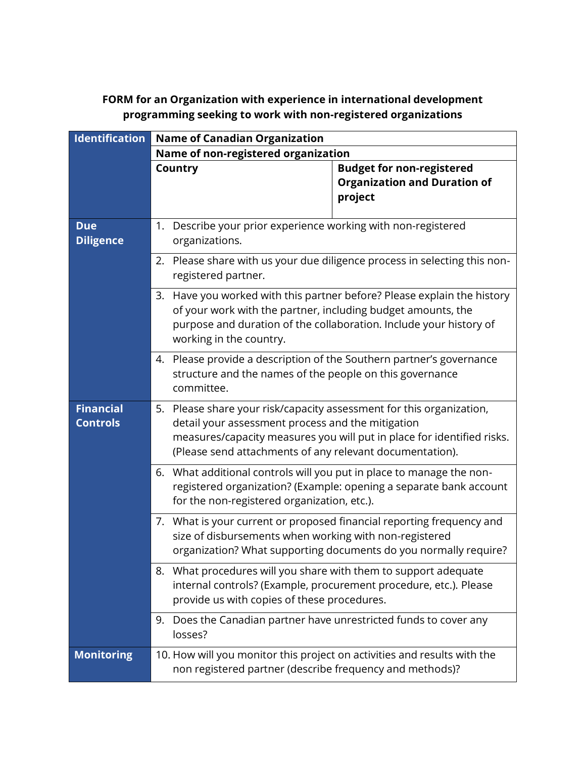**FORM for an Organization with experience in international development programming seeking to work with non-registered organizations**

| | | |
|---|---|---|
| **Identification** | **Name of Canadian Organization** | |
| | **Name of non-registered organization** | |
| | **Country** | **Budget for non-registered Organization and Duration of project** |
| **Due Diligence** | 1. Describe your prior experience working with non-registered organizations. | |
| | 2. Please share with us your due diligence process in selecting this non-registered partner. | |
| | 3. Have you worked with this partner before? Please explain the history of your work with the partner, including budget amounts, the purpose and duration of the collaboration. Include your history of working in the country. | |
| | 4. Please provide a description of the Southern partner's governance structure and the names of the people on this governance committee. | |
| **Financial Controls** | 5. Please share your risk/capacity assessment for this organization, detail your assessment process and the mitigation measures/capacity measures you will put in place for identified risks. (Please send attachments of any relevant documentation). | |
| | 6. What additional controls will you put in place to manage the non-registered organization? (Example: opening a separate bank account for the non-registered organization, etc.). | |
| | 7. What is your current or proposed financial reporting frequency and size of disbursements when working with non-registered organization? What supporting documents do you normally require? | |
| | 8. What procedures will you share with them to support adequate internal controls? (Example, procurement procedure, etc.). Please provide us with copies of these procedures. | |
| | 9. Does the Canadian partner have unrestricted funds to cover any losses? | |
| **Monitoring** | 10. How will you monitor this project on activities and results with the non registered partner (describe frequency and methods)? | |